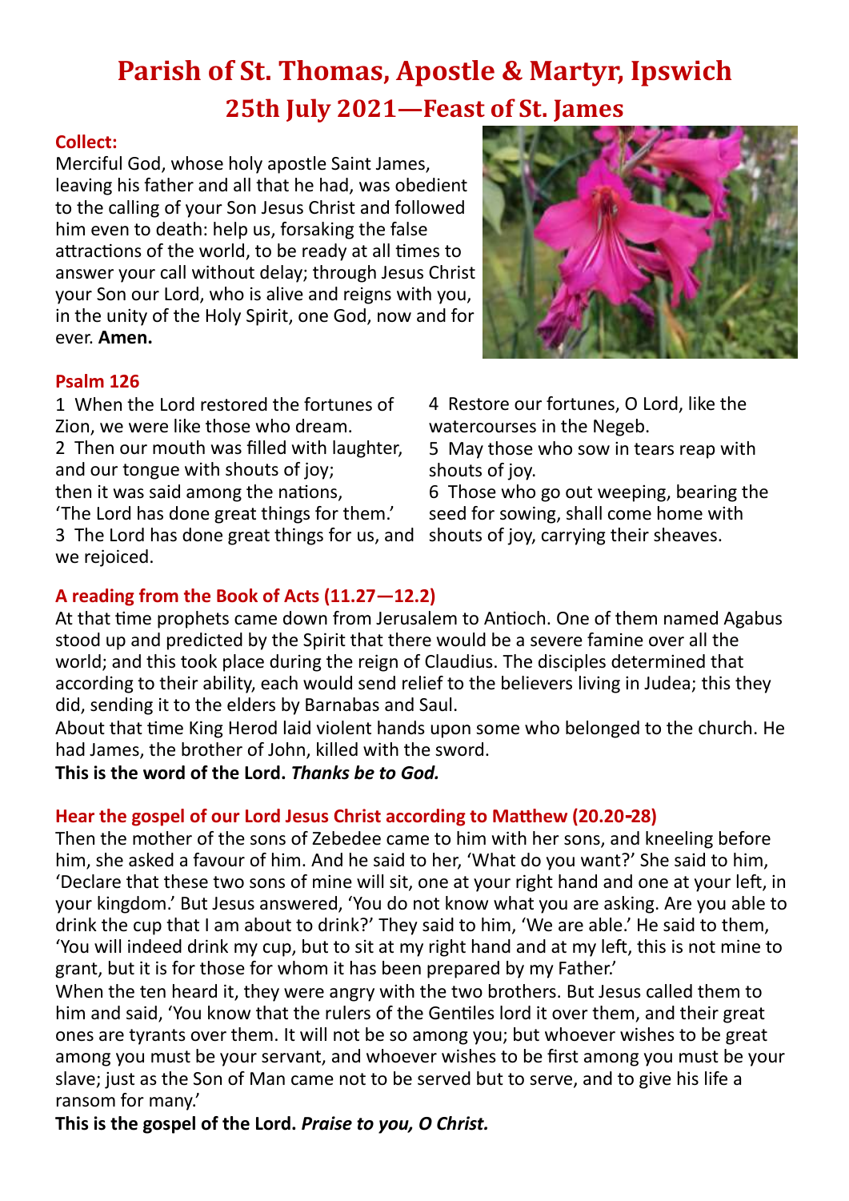# Parish of St. Thomas, Apostle & Martyr, Ipswich

## 25th July 2021—Feast of St. James

### Collect:

Merciful God, whose holy apostle Saint James, leaving his father and all that he had, was obedient to the calling of your Son Jesus Christ and followed him even to death: help us, forsaking the false attractions of the world, to be ready at all times to answer your call without delay; through Jesus Christ your Son our Lord, who is alive and reigns with you, in the unity of the Holy Spirit, one God, now and for ever. **Amen.**

### Psalm 126

1 When the Lord restored the fortunes of Zion, we were like those who dream.
2 Then our mouth was filled with laughter, and our tongue with shouts of joy;
then it was said among the nations,
'The Lord has done great things for them.'
3 The Lord has done great things for us, and we rejoiced.
4 Restore our fortunes, O Lord, like the watercourses in the Negeb.
5 May those who sow in tears reap with shouts of joy.
6 Those who go out weeping, bearing the seed for sowing, shall come home with shouts of joy, carrying their sheaves.

### A reading from the Book of Acts (11.27—12.2)

At that time prophets came down from Jerusalem to Antioch. One of them named Agabus stood up and predicted by the Spirit that there would be a severe famine over all the world; and this took place during the reign of Claudius. The disciples determined that according to their ability, each would send relief to the believers living in Judea; this they did, sending it to the elders by Barnabas and Saul.
About that time King Herod laid violent hands upon some who belonged to the church. He had James, the brother of John, killed with the sword.
**This is the word of the Lord. *Thanks be to God.***

### Hear the gospel of our Lord Jesus Christ according to Matthew (20.20-28)

Then the mother of the sons of Zebedee came to him with her sons, and kneeling before him, she asked a favour of him. And he said to her, 'What do you want?' She said to him, 'Declare that these two sons of mine will sit, one at your right hand and one at your left, in your kingdom.' But Jesus answered, 'You do not know what you are asking. Are you able to drink the cup that I am about to drink?' They said to him, 'We are able.' He said to them, 'You will indeed drink my cup, but to sit at my right hand and at my left, this is not mine to grant, but it is for those for whom it has been prepared by my Father.'
When the ten heard it, they were angry with the two brothers. But Jesus called them to him and said, 'You know that the rulers of the Gentiles lord it over them, and their great ones are tyrants over them. It will not be so among you; but whoever wishes to be great among you must be your servant, and whoever wishes to be first among you must be your slave; just as the Son of Man came not to be served but to serve, and to give his life a ransom for many.'
**This is the gospel of the Lord. *Praise to you, O Christ.***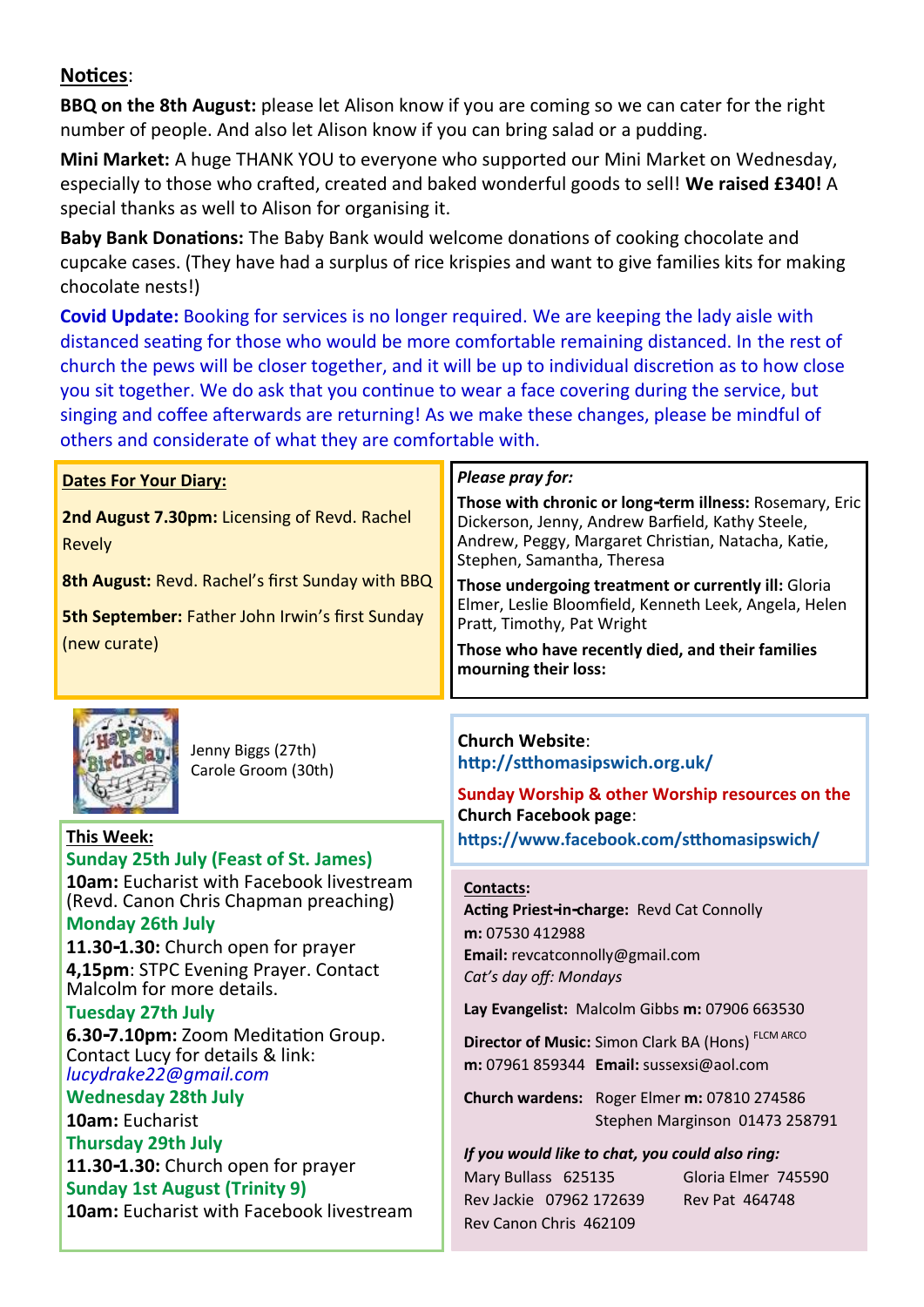## Notices:

**BBQ on the 8th August:** please let Alison know if you are coming so we can cater for the right number of people. And also let Alison know if you can bring salad or a pudding.

**Mini Market:** A huge THANK YOU to everyone who supported our Mini Market on Wednesday, especially to those who crafted, created and baked wonderful goods to sell! **We raised £340!** A special thanks as well to Alison for organising it.

**Baby Bank Donations:** The Baby Bank would welcome donations of cooking chocolate and cupcake cases. (They have had a surplus of rice krispies and want to give families kits for making chocolate nests!)

**Covid Update:** Booking for services is no longer required. We are keeping the lady aisle with distanced seating for those who would be more comfortable remaining distanced. In the rest of church the pews will be closer together, and it will be up to individual discretion as to how close you sit together. We do ask that you continue to wear a face covering during the service, but singing and coffee afterwards are returning! As we make these changes, please be mindful of others and considerate of what they are comfortable with.

**Dates For Your Diary:**

**2nd August 7.30pm:** Licensing of Revd. Rachel Revely

**8th August:** Revd. Rachel's first Sunday with BBQ

**5th September:** Father John Irwin's first Sunday (new curate)

*Please pray for:*

**Those with chronic or long-term illness:** Rosemary, Eric Dickerson, Jenny, Andrew Barfield, Kathy Steele, Andrew, Peggy, Margaret Christian, Natacha, Katie, Stephen, Samantha, Theresa

**Those undergoing treatment or currently ill:** Gloria Elmer, Leslie Bloomfield, Kenneth Leek, Angela, Helen Pratt, Timothy, Pat Wright

**Those who have recently died, and their families mourning their loss:**

Jenny Biggs (27th)
Carole Groom (30th)

**This Week:**

**Sunday 25th July (Feast of St. James)**
**10am:** Eucharist with Facebook livestream (Revd. Canon Chris Chapman preaching)

**Monday 26th July**
**11.30-1.30:** Church open for prayer
**4,15pm**: STPC Evening Prayer. Contact Malcolm for more details.

**Tuesday 27th July**
**6.30-7.10pm:** Zoom Meditation Group. Contact Lucy for details & link: *lucydrake22@gmail.com*

**Wednesday 28th July**
**10am:** Eucharist

**Thursday 29th July**
**11.30-1.30:** Church open for prayer

**Sunday 1st August (Trinity 9)**
**10am:** Eucharist with Facebook livestream

**Church Website**: **http://stthomasipswich.org.uk/**

**Sunday Worship & other Worship resources on the Church Facebook page**: **https://www.facebook.com/stthomasipswich/**

**Contacts:**

**Acting Priest-in-charge:** Revd Cat Connolly
**m:** 07530 412988
**Email:** revcatconnolly@gmail.com
*Cat's day off: Mondays*

**Lay Evangelist:** Malcolm Gibbs **m:** 07906 663530

**Director of Music:** Simon Clark BA (Hons) FLCM ARCO
**m:** 07961 859344 **Email:** sussexsi@aol.com

**Church wardens:** Roger Elmer **m:** 07810 274586
Stephen Marginson 01473 258791

***If you would like to chat, you could also ring:***

Mary Bullass 625135
Gloria Elmer 745590
Rev Jackie 07962 172639
Rev Pat 464748
Rev Canon Chris 462109